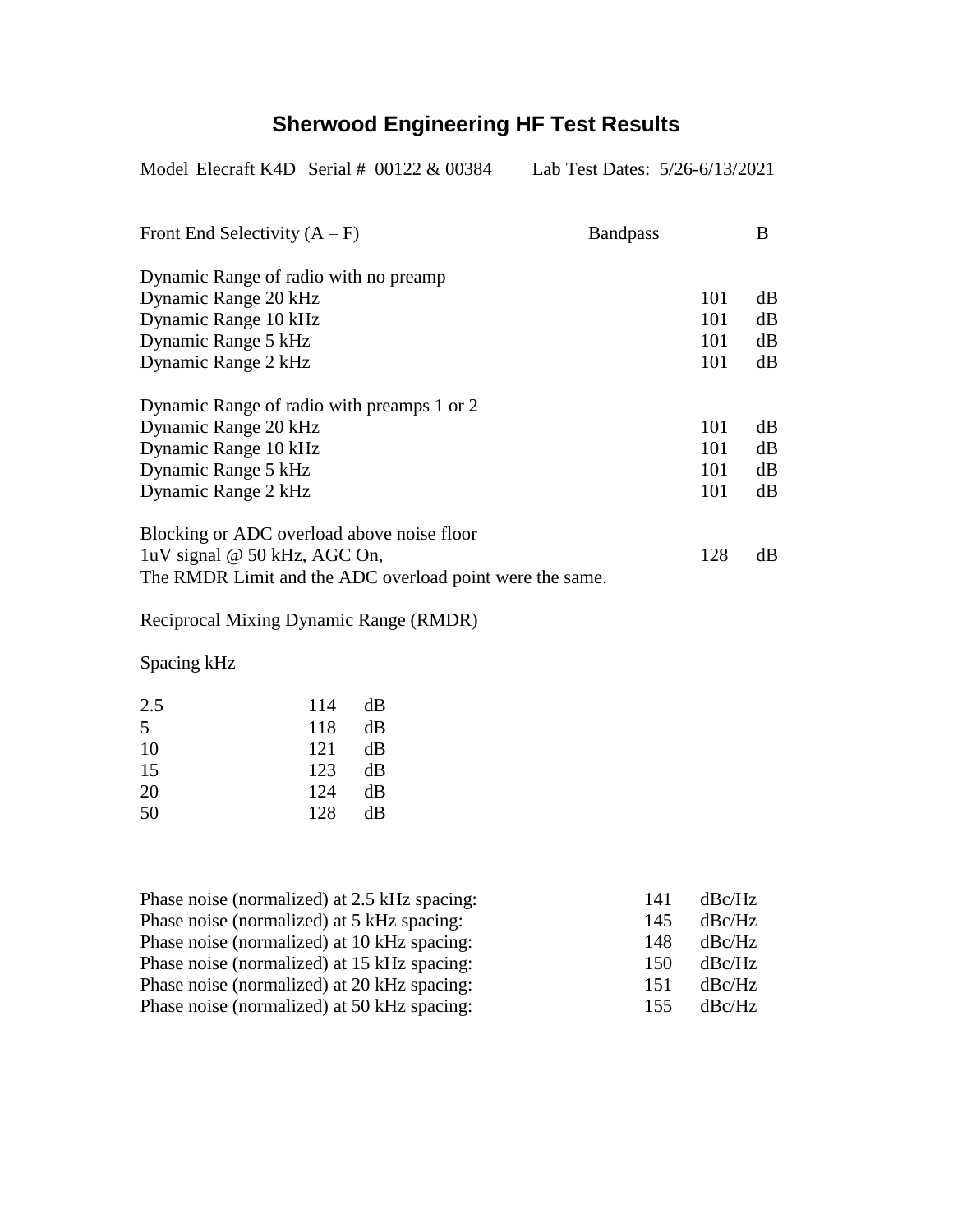# Sherwood Engineering HF Test Results

Model Elecraft K4D Serial # 00122 & 00384 Lab Test Dates: 5/26-6/13/2021

| | | |
|---|---|---|
| Front End Selectivity (A – F) | Bandpass | B |

Dynamic Range of radio with no preamp

| | | |
|---|---|---|
| Dynamic Range 20 kHz | 101 | dB |
| Dynamic Range 10 kHz | 101 | dB |
| Dynamic Range 5 kHz | 101 | dB |
| Dynamic Range 2 kHz | 101 | dB |

Dynamic Range of radio with preamps 1 or 2

| | | |
|---|---|---|
| Dynamic Range 20 kHz | 101 | dB |
| Dynamic Range 10 kHz | 101 | dB |
| Dynamic Range 5 kHz | 101 | dB |
| Dynamic Range 2 kHz | 101 | dB |

Blocking or ADC overload above noise floor

1uV signal @ 50 kHz, AGC On, 128 dB

The RMDR Limit and the ADC overload point were the same.

Reciprocal Mixing Dynamic Range (RMDR)

Spacing kHz

| | | |
|---|---|---|
| 2.5 | 114 | dB |
| 5 | 118 | dB |
| 10 | 121 | dB |
| 15 | 123 | dB |
| 20 | 124 | dB |
| 50 | 128 | dB |

| | | |
|---|---|---|
| Phase noise (normalized) at 2.5 kHz spacing: | 141 | dBc/Hz |
| Phase noise (normalized) at 5 kHz spacing: | 145 | dBc/Hz |
| Phase noise (normalized) at 10 kHz spacing: | 148 | dBc/Hz |
| Phase noise (normalized) at 15 kHz spacing: | 150 | dBc/Hz |
| Phase noise (normalized) at 20 kHz spacing: | 151 | dBc/Hz |
| Phase noise (normalized) at 50 kHz spacing: | 155 | dBc/Hz |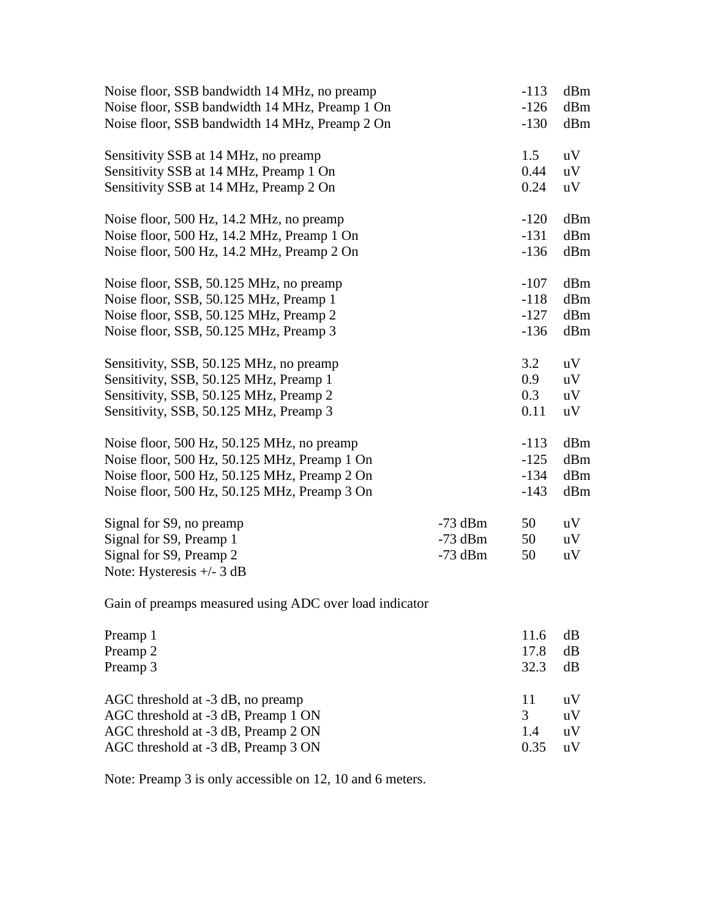| | | | |
|---|---|---|---|
| Noise floor, SSB bandwidth 14 MHz, no preamp | | -113 | dBm |
| Noise floor, SSB bandwidth 14 MHz, Preamp 1 On | | -126 | dBm |
| Noise floor, SSB bandwidth 14 MHz, Preamp 2 On | | -130 | dBm |
| | | | |
| Sensitivity SSB at 14 MHz, no preamp | | 1.5 | uV |
| Sensitivity SSB at 14 MHz, Preamp 1 On | | 0.44 | uV |
| Sensitivity SSB at 14 MHz, Preamp 2 On | | 0.24 | uV |
| | | | |
| Noise floor, 500 Hz, 14.2 MHz, no preamp | | -120 | dBm |
| Noise floor, 500 Hz, 14.2 MHz, Preamp 1 On | | -131 | dBm |
| Noise floor, 500 Hz, 14.2 MHz, Preamp 2 On | | -136 | dBm |
| | | | |
| Noise floor, SSB, 50.125 MHz, no preamp | | -107 | dBm |
| Noise floor, SSB, 50.125 MHz, Preamp 1 | | -118 | dBm |
| Noise floor, SSB, 50.125 MHz, Preamp 2 | | -127 | dBm |
| Noise floor, SSB, 50.125 MHz, Preamp 3 | | -136 | dBm |
| | | | |
| Sensitivity, SSB, 50.125 MHz, no preamp | | 3.2 | uV |
| Sensitivity, SSB, 50.125 MHz, Preamp 1 | | 0.9 | uV |
| Sensitivity, SSB, 50.125 MHz, Preamp 2 | | 0.3 | uV |
| Sensitivity, SSB, 50.125 MHz, Preamp 3 | | 0.11 | uV |
| | | | |
| Noise floor, 500 Hz, 50.125 MHz, no preamp | | -113 | dBm |
| Noise floor, 500 Hz, 50.125 MHz, Preamp 1 On | | -125 | dBm |
| Noise floor, 500 Hz, 50.125 MHz, Preamp 2 On | | -134 | dBm |
| Noise floor, 500 Hz, 50.125 MHz, Preamp 3 On | | -143 | dBm |
| | | | |
| Signal for S9, no preamp | -73 dBm | 50 | uV |
| Signal for S9, Preamp 1 | -73 dBm | 50 | uV |
| Signal for S9, Preamp 2 | -73 dBm | 50 | uV |

Note: Hysteresis +/- 3 dB

Gain of preamps measured using ADC over load indicator

| | | |
|---|---|---|
| Preamp 1 | 11.6 | dB |
| Preamp 2 | 17.8 | dB |
| Preamp 3 | 32.3 | dB |
| | | |
| AGC threshold at -3 dB, no preamp | 11 | uV |
| AGC threshold at -3 dB, Preamp 1 ON | 3 | uV |
| AGC threshold at -3 dB, Preamp 2 ON | 1.4 | uV |
| AGC threshold at -3 dB, Preamp 3 ON | 0.35 | uV |

Note: Preamp 3 is only accessible on 12, 10 and 6 meters.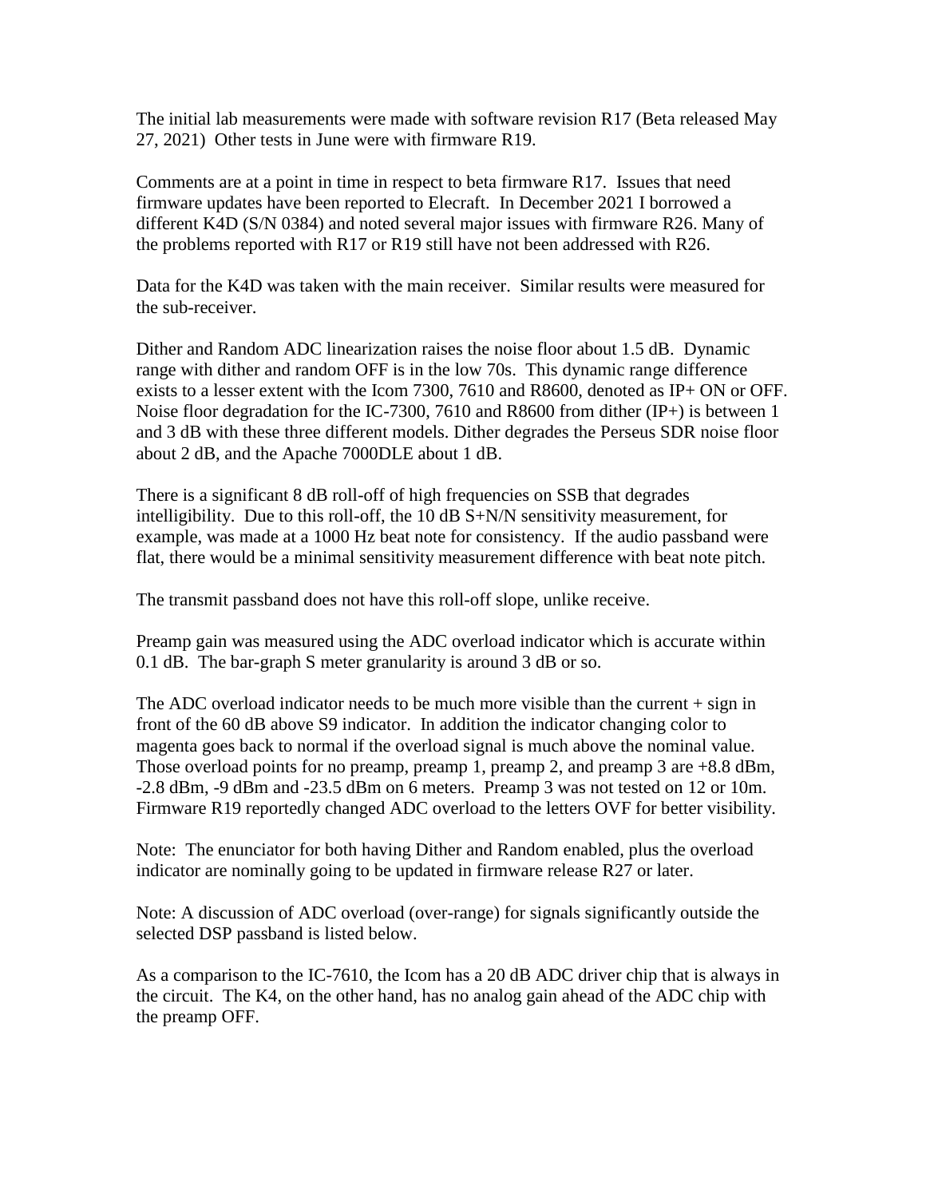The initial lab measurements were made with software revision R17 (Beta released May 27, 2021) Other tests in June were with firmware R19.

Comments are at a point in time in respect to beta firmware R17. Issues that need firmware updates have been reported to Elecraft. In December 2021 I borrowed a different K4D (S/N 0384) and noted several major issues with firmware R26. Many of the problems reported with R17 or R19 still have not been addressed with R26.

Data for the K4D was taken with the main receiver. Similar results were measured for the sub-receiver.

Dither and Random ADC linearization raises the noise floor about 1.5 dB. Dynamic range with dither and random OFF is in the low 70s. This dynamic range difference exists to a lesser extent with the Icom 7300, 7610 and R8600, denoted as IP+ ON or OFF. Noise floor degradation for the IC-7300, 7610 and R8600 from dither (IP+) is between 1 and 3 dB with these three different models. Dither degrades the Perseus SDR noise floor about 2 dB, and the Apache 7000DLE about 1 dB.

There is a significant 8 dB roll-off of high frequencies on SSB that degrades intelligibility. Due to this roll-off, the 10 dB S+N/N sensitivity measurement, for example, was made at a 1000 Hz beat note for consistency. If the audio passband were flat, there would be a minimal sensitivity measurement difference with beat note pitch.

The transmit passband does not have this roll-off slope, unlike receive.

Preamp gain was measured using the ADC overload indicator which is accurate within 0.1 dB. The bar-graph S meter granularity is around 3 dB or so.

The ADC overload indicator needs to be much more visible than the current + sign in front of the 60 dB above S9 indicator. In addition the indicator changing color to magenta goes back to normal if the overload signal is much above the nominal value. Those overload points for no preamp, preamp 1, preamp 2, and preamp 3 are +8.8 dBm, -2.8 dBm, -9 dBm and -23.5 dBm on 6 meters. Preamp 3 was not tested on 12 or 10m. Firmware R19 reportedly changed ADC overload to the letters OVF for better visibility.

Note: The enunciator for both having Dither and Random enabled, plus the overload indicator are nominally going to be updated in firmware release R27 or later.

Note: A discussion of ADC overload (over-range) for signals significantly outside the selected DSP passband is listed below.

As a comparison to the IC-7610, the Icom has a 20 dB ADC driver chip that is always in the circuit. The K4, on the other hand, has no analog gain ahead of the ADC chip with the preamp OFF.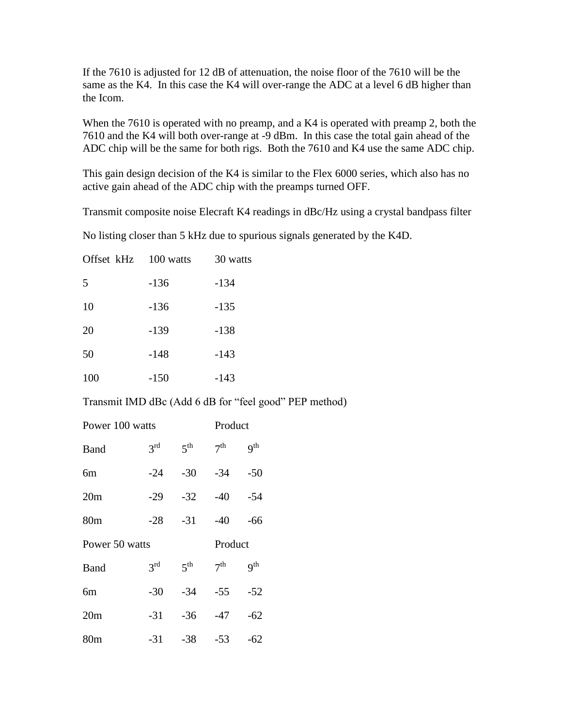If the 7610 is adjusted for 12 dB of attenuation, the noise floor of the 7610 will be the same as the K4. In this case the K4 will over-range the ADC at a level 6 dB higher than the Icom.

When the 7610 is operated with no preamp, and a K4 is operated with preamp 2, both the 7610 and the K4 will both over-range at -9 dBm. In this case the total gain ahead of the ADC chip will be the same for both rigs. Both the 7610 and K4 use the same ADC chip.

This gain design decision of the K4 is similar to the Flex 6000 series, which also has no active gain ahead of the ADC chip with the preamps turned OFF.

Transmit composite noise Elecraft K4 readings in dBc/Hz using a crystal bandpass filter

No listing closer than 5 kHz due to spurious signals generated by the K4D.

| Offset kHz | 100 watts | 30 watts |
|---|---|---|
| 5 | -136 | -134 |
| 10 | -136 | -135 |
| 20 | -139 | -138 |
| 50 | -148 | -143 |
| 100 | -150 | -143 |

Transmit IMD dBc (Add 6 dB for "feel good" PEP method)

| Power 100 watts | | | Product | |
|---|---|---|---|---|
| Band | 3rd | 5th | 7th | 9th |
| 6m | -24 | -30 | -34 | -50 |
| 20m | -29 | -32 | -40 | -54 |
| 80m | -28 | -31 | -40 | -66 |

| Power 50 watts | | | Product | |
|---|---|---|---|---|
| Band | 3rd | 5th | 7th | 9th |
| 6m | -30 | -34 | -55 | -52 |
| 20m | -31 | -36 | -47 | -62 |
| 80m | -31 | -38 | -53 | -62 |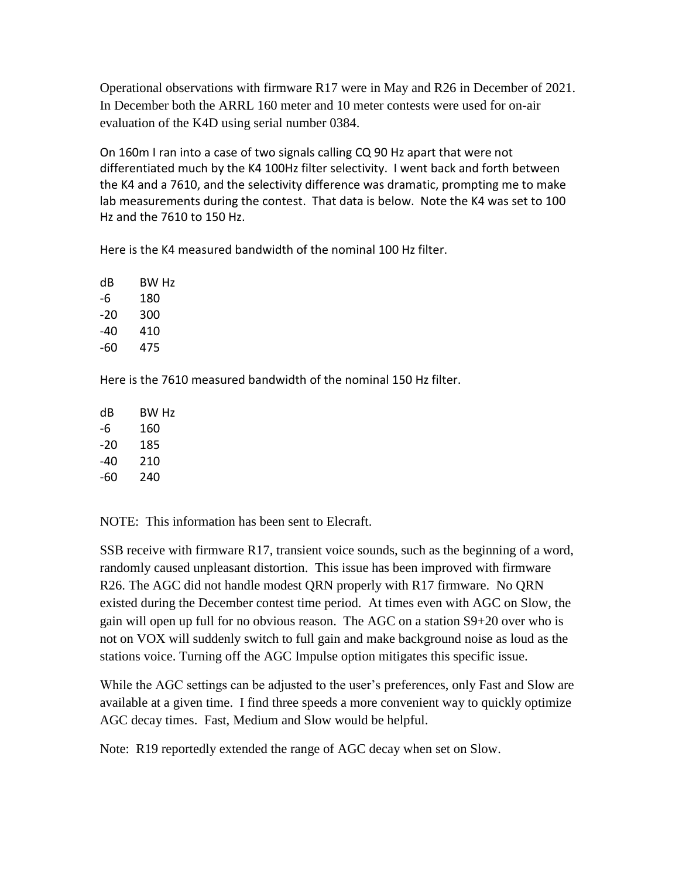Operational observations with firmware R17 were in May and R26 in December of 2021. In December both the ARRL 160 meter and 10 meter contests were used for on-air evaluation of the K4D using serial number 0384.

On 160m I ran into a case of two signals calling CQ 90 Hz apart that were not differentiated much by the K4 100Hz filter selectivity. I went back and forth between the K4 and a 7610, and the selectivity difference was dramatic, prompting me to make lab measurements during the contest. That data is below. Note the K4 was set to 100 Hz and the 7610 to 150 Hz.

Here is the K4 measured bandwidth of the nominal 100 Hz filter.

| dB | BW Hz |
|---|---|
| -6 | 180 |
| -20 | 300 |
| -40 | 410 |
| -60 | 475 |

Here is the 7610 measured bandwidth of the nominal 150 Hz filter.

| dB | BW Hz |
|---|---|
| -6 | 160 |
| -20 | 185 |
| -40 | 210 |
| -60 | 240 |

NOTE: This information has been sent to Elecraft.

SSB receive with firmware R17, transient voice sounds, such as the beginning of a word, randomly caused unpleasant distortion. This issue has been improved with firmware R26. The AGC did not handle modest QRN properly with R17 firmware. No QRN existed during the December contest time period. At times even with AGC on Slow, the gain will open up full for no obvious reason. The AGC on a station S9+20 over who is not on VOX will suddenly switch to full gain and make background noise as loud as the stations voice. Turning off the AGC Impulse option mitigates this specific issue.

While the AGC settings can be adjusted to the user's preferences, only Fast and Slow are available at a given time. I find three speeds a more convenient way to quickly optimize AGC decay times. Fast, Medium and Slow would be helpful.

Note: R19 reportedly extended the range of AGC decay when set on Slow.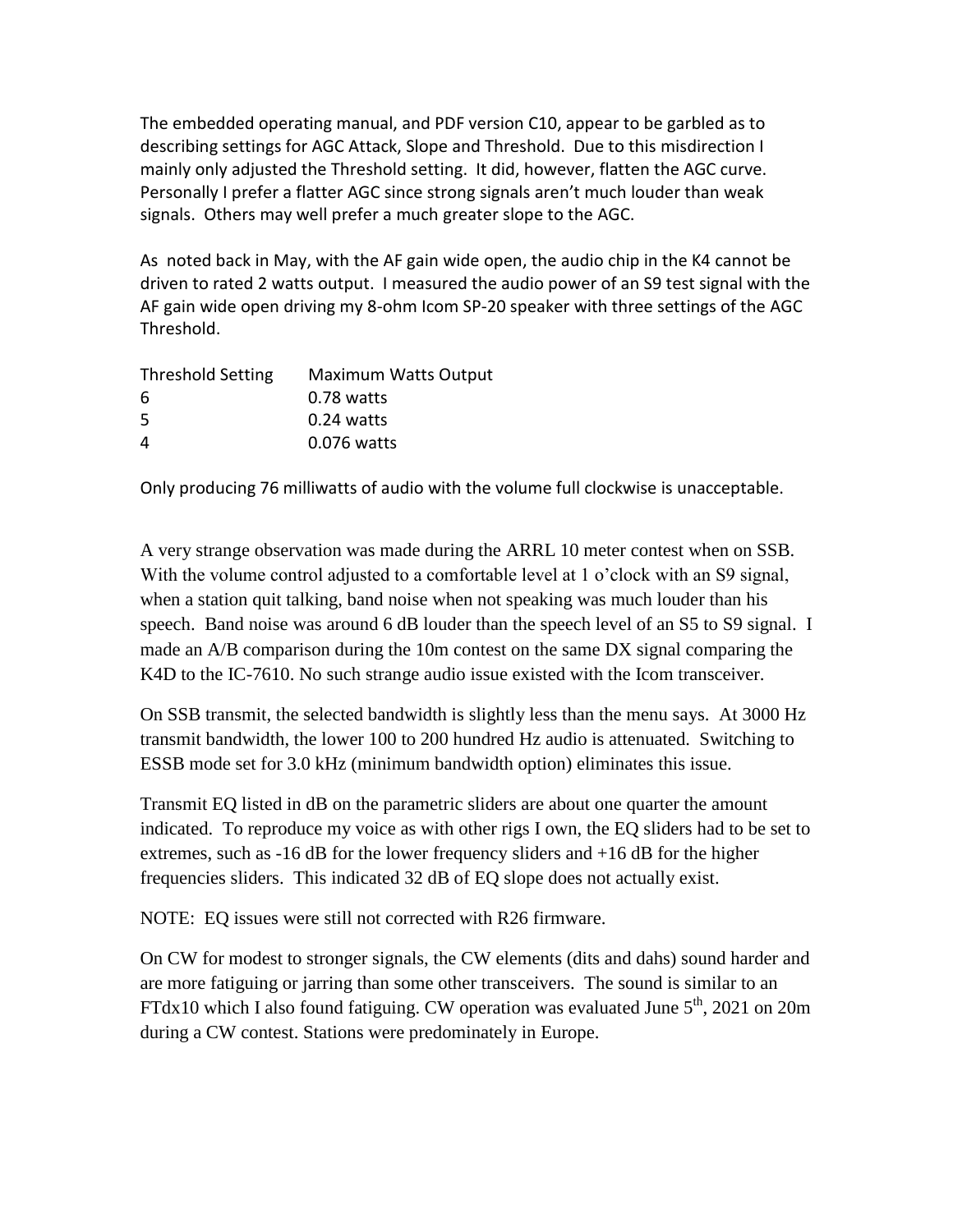The embedded operating manual, and PDF version C10, appear to be garbled as to describing settings for AGC Attack, Slope and Threshold. Due to this misdirection I mainly only adjusted the Threshold setting. It did, however, flatten the AGC curve. Personally I prefer a flatter AGC since strong signals aren't much louder than weak signals. Others may well prefer a much greater slope to the AGC.

As noted back in May, with the AF gain wide open, the audio chip in the K4 cannot be driven to rated 2 watts output. I measured the audio power of an S9 test signal with the AF gain wide open driving my 8-ohm Icom SP-20 speaker with three settings of the AGC Threshold.

| Threshold Setting | Maximum Watts Output |
|---|---|
| 6 | 0.78 watts |
| 5 | 0.24 watts |
| 4 | 0.076 watts |

Only producing 76 milliwatts of audio with the volume full clockwise is unacceptable.

A very strange observation was made during the ARRL 10 meter contest when on SSB. With the volume control adjusted to a comfortable level at 1 o'clock with an S9 signal, when a station quit talking, band noise when not speaking was much louder than his speech. Band noise was around 6 dB louder than the speech level of an S5 to S9 signal. I made an A/B comparison during the 10m contest on the same DX signal comparing the K4D to the IC-7610. No such strange audio issue existed with the Icom transceiver.

On SSB transmit, the selected bandwidth is slightly less than the menu says. At 3000 Hz transmit bandwidth, the lower 100 to 200 hundred Hz audio is attenuated. Switching to ESSB mode set for 3.0 kHz (minimum bandwidth option) eliminates this issue.

Transmit EQ listed in dB on the parametric sliders are about one quarter the amount indicated. To reproduce my voice as with other rigs I own, the EQ sliders had to be set to extremes, such as -16 dB for the lower frequency sliders and +16 dB for the higher frequencies sliders. This indicated 32 dB of EQ slope does not actually exist.

NOTE: EQ issues were still not corrected with R26 firmware.

On CW for modest to stronger signals, the CW elements (dits and dahs) sound harder and are more fatiguing or jarring than some other transceivers. The sound is similar to an FTdx10 which I also found fatiguing. CW operation was evaluated June 5th, 2021 on 20m during a CW contest. Stations were predominately in Europe.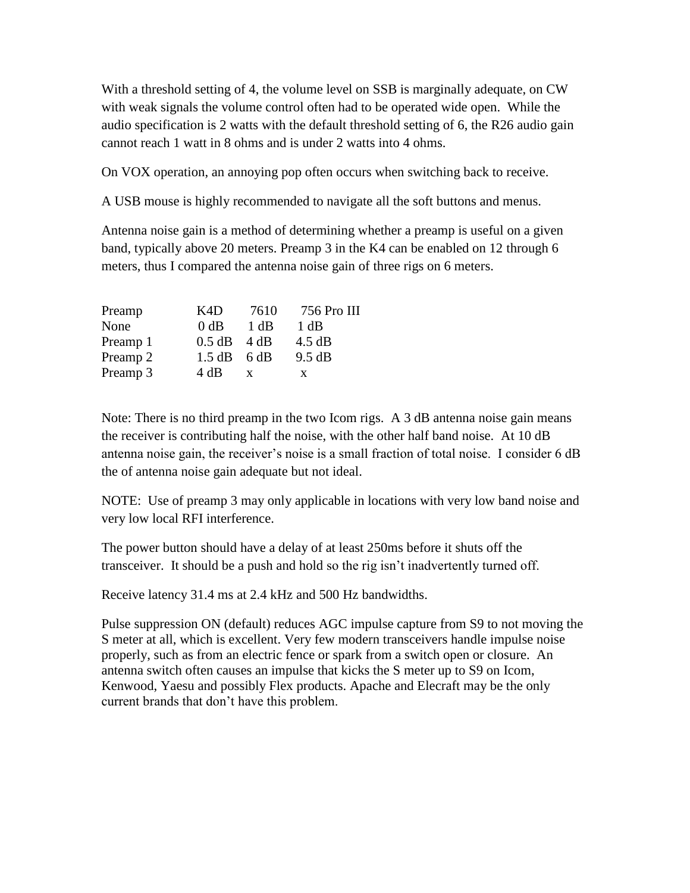With a threshold setting of 4, the volume level on SSB is marginally adequate, on CW with weak signals the volume control often had to be operated wide open. While the audio specification is 2 watts with the default threshold setting of 6, the R26 audio gain cannot reach 1 watt in 8 ohms and is under 2 watts into 4 ohms.

On VOX operation, an annoying pop often occurs when switching back to receive.

A USB mouse is highly recommended to navigate all the soft buttons and menus.

Antenna noise gain is a method of determining whether a preamp is useful on a given band, typically above 20 meters. Preamp 3 in the K4 can be enabled on 12 through 6 meters, thus I compared the antenna noise gain of three rigs on 6 meters.

| Preamp | K4D | 7610 | 756 Pro III |
|---|---|---|---|
| None | 0 dB | 1 dB | 1 dB |
| Preamp 1 | 0.5 dB | 4 dB | 4.5 dB |
| Preamp 2 | 1.5 dB | 6 dB | 9.5 dB |
| Preamp 3 | 4 dB | x | x |

Note: There is no third preamp in the two Icom rigs. A 3 dB antenna noise gain means the receiver is contributing half the noise, with the other half band noise. At 10 dB antenna noise gain, the receiver's noise is a small fraction of total noise. I consider 6 dB the of antenna noise gain adequate but not ideal.

NOTE: Use of preamp 3 may only applicable in locations with very low band noise and very low local RFI interference.

The power button should have a delay of at least 250ms before it shuts off the transceiver. It should be a push and hold so the rig isn't inadvertently turned off.

Receive latency 31.4 ms at 2.4 kHz and 500 Hz bandwidths.

Pulse suppression ON (default) reduces AGC impulse capture from S9 to not moving the S meter at all, which is excellent. Very few modern transceivers handle impulse noise properly, such as from an electric fence or spark from a switch open or closure. An antenna switch often causes an impulse that kicks the S meter up to S9 on Icom, Kenwood, Yaesu and possibly Flex products. Apache and Elecraft may be the only current brands that don't have this problem.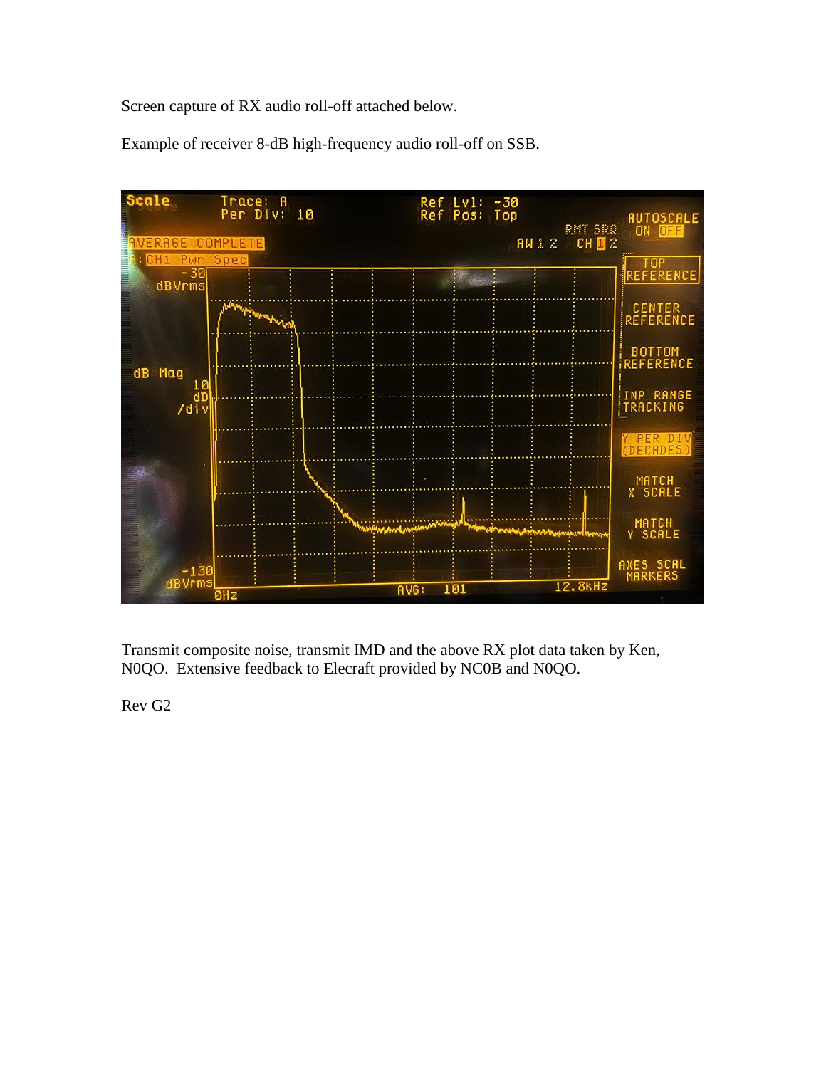Screen capture of RX audio roll-off attached below.

Example of receiver 8-dB high-frequency audio roll-off on SSB.

Scale
Trace: A
Per Div: 10
Ref Lvl: -30
Ref Pos: Top
RMT SRQ
AUTOSCALE
ON OFF
AVERAGE COMPLETE
AW 1 2
CH 1 2
A: CH1 Pwr Spec
-30
dBVrms
TOP
REFERENCE
CENTER
REFERENCE
BOTTOM
REFERENCE
dB Mag
10
dB
/div
INP RANGE
TRACKING
Y PER DIV
(DECADES)
MATCH
X SCALE
MATCH
Y SCALE
AXES SCAL
MARKERS
-130
dBVrms
0Hz
AVG: 101
12.8kHz

Transmit composite noise, transmit IMD and the above RX plot data taken by Ken, N0QO. Extensive feedback to Elecraft provided by NC0B and N0QO.

Rev G2